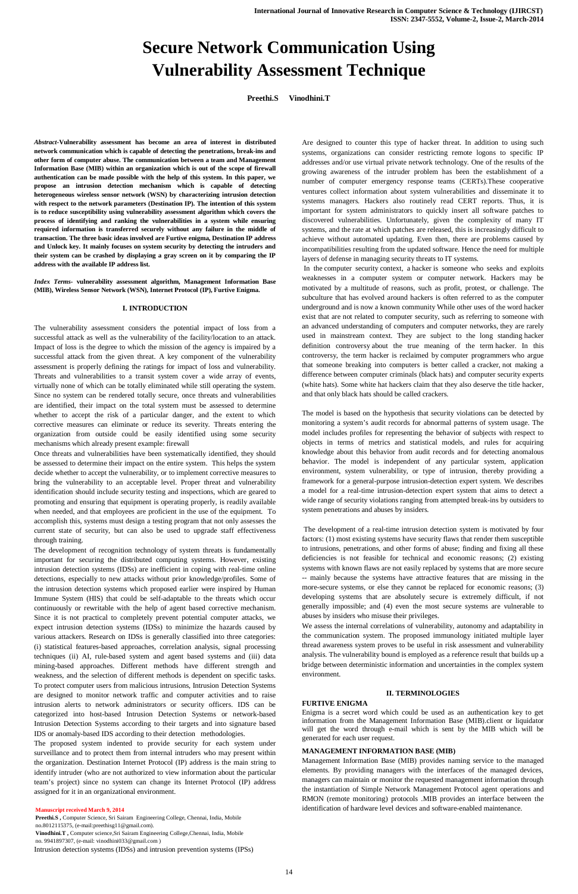# Secure Network Communication Using Vulnerability Assessment Technique

**Preethi.S    Vinodhini.T**

***Abstract*-Vulnerability assessment has become an area of interest in distributed network communication which is capable of detecting the penetrations, break-ins and other form of computer abuse. The communication between a team and Management Information Base (MIB) within an organization which is out of the scope of firewall authentication can be made possible with the help of this system. In this paper, we propose an intrusion detection mechanism which is capable of detecting heterogeneous wireless sensor network (WSN) by characterizing intrusion detection with respect to the network parameters (Destination IP). The intention of this system is to reduce susceptibility using vulnerability assessment algorithm which covers the process of identifying and ranking the vulnerabilities in a system while ensuring required information is transferred securely without any failure in the middle of transaction. The three basic ideas involved are Furtive enigma, Destination IP address and Unlock key. It mainly focuses on system security by detecting the intruders and their system can be crashed by displaying a gray screen on it by comparing the IP address with the available IP address list.**

***Index Terms*- vulnerability assessment algorithm, Management Information Base (MIB), Wireless Sensor Network (WSN), Internet Protocol (IP), Furtive Enigma.**

## I. INTRODUCTION

The vulnerability assessment considers the potential impact of loss from a successful attack as well as the vulnerability of the facility/location to an attack. Impact of loss is the degree to which the mission of the agency is impaired by a successful attack from the given threat. A key component of the vulnerability assessment is properly defining the ratings for impact of loss and vulnerability. Threats and vulnerabilities to a transit system cover a wide array of events, virtually none of which can be totally eliminated while still operating the system. Since no system can be rendered totally secure, once threats and vulnerabilities are identified, their impact on the total system must be assessed to determine whether to accept the risk of a particular danger, and the extent to which corrective measures can eliminate or reduce its severity. Threats entering the organization from outside could be easily identified using some security mechanisms which already present example: firewall

Once threats and vulnerabilities have been systematically identified, they should be assessed to determine their impact on the entire system. This helps the system decide whether to accept the vulnerability, or to implement corrective measures to bring the vulnerability to an acceptable level. Proper threat and vulnerability identification should include security testing and inspections, which are geared to promoting and ensuring that equipment is operating properly, is readily available when needed, and that employees are proficient in the use of the equipment. To accomplish this, systems must design a testing program that not only assesses the current state of security, but can also be used to upgrade staff effectiveness through training.

The development of recognition technology of system threats is fundamentally important for securing the distributed computing systems. However, existing intrusion detection systems (IDSs) are inefficient in coping with real-time online detections, especially to new attacks without prior knowledge/profiles. Some of the intrusion detection systems which proposed earlier were inspired by Human Immune System (HIS) that could be self-adaptable to the threats which occur continuously or rewritable with the help of agent based corrective mechanism. Since it is not practical to completely prevent potential computer attacks, we expect intrusion detection systems (IDSs) to minimize the hazards caused by various attackers. Research on IDSs is generally classified into three categories: (i) statistical features-based approaches, correlation analysis, signal processing techniques (ii) AI, rule-based system and agent based systems and (iii) data mining-based approaches. Different methods have different strength and weakness, and the selection of different methods is dependent on specific tasks. To protect computer users from malicious intrusions, Intrusion Detection Systems are designed to monitor network traffic and computer activities and to raise intrusion alerts to network administrators or security officers. IDS can be categorized into host-based Intrusion Detection Systems or network-based Intrusion Detection Systems according to their targets and into signature based IDS or anomaly-based IDS according to their detection methodologies.

The proposed system indented to provide security for each system under surveillance and to protect them from internal intruders who may present within the organization. Destination Internet Protocol (IP) address is the main string to identify intruder (who are not authorized to view information about the particular team's project) since no system can change its Internet Protocol (IP) address assigned for it in an organizational environment.

Intrusion detection systems (IDSs) and intrusion prevention systems (IPSs) Are designed to counter this type of hacker threat. In addition to using such systems, organizations can consider restricting remote logons to specific IP addresses and/or use virtual private network technology. One of the results of the growing awareness of the intruder problem has been the establishment of a number of computer emergency response teams (CERTs).These cooperative ventures collect information about system vulnerabilities and disseminate it to systems managers. Hackers also routinely read CERT reports. Thus, it is important for system administrators to quickly insert all software patches to discovered vulnerabilities. Unfortunately, given the complexity of many IT systems, and the rate at which patches are released, this is increasingly difficult to achieve without automated updating. Even then, there are problems caused by incompatibilities resulting from the updated software. Hence the need for multiple layers of defense in managing security threats to IT systems.

In the computer security context, a hacker is someone who seeks and exploits weaknesses in a computer system or computer network. Hackers may be motivated by a multitude of reasons, such as profit, protest, or challenge. The subculture that has evolved around hackers is often referred to as the computer underground and is now a known community While other uses of the word hacker exist that are not related to computer security, such as referring to someone with an advanced understanding of computers and computer networks, they are rarely used in mainstream context. They are subject to the long standing hacker definition controversy about the true meaning of the term hacker. In this controversy, the term hacker is reclaimed by computer programmers who argue that someone breaking into computers is better called a cracker, not making a difference between computer criminals (black hats) and computer security experts (white hats). Some white hat hackers claim that they also deserve the title hacker, and that only black hats should be called crackers.

The model is based on the hypothesis that security violations can be detected by monitoring a system's audit records for abnormal patterns of system usage. The model includes profiles for representing the behavior of subjects with respect to objects in terms of metrics and statistical models, and rules for acquiring knowledge about this behavior from audit records and for detecting anomalous behavior. The model is independent of any particular system, application environment, system vulnerability, or type of intrusion, thereby providing a framework for a general-purpose intrusion-detection expert system. We describes a model for a real-time intrusion-detection expert system that aims to detect a wide range of security violations ranging from attempted break-ins by outsiders to system penetrations and abuses by insiders.

The development of a real-time intrusion detection system is motivated by four factors: (1) most existing systems have security flaws that render them susceptible to intrusions, penetrations, and other forms of abuse; finding and fixing all these deficiencies is not feasible for technical and economic reasons; (2) existing systems with known flaws are not easily replaced by systems that are more secure -- mainly because the systems have attractive features that are missing in the more-secure systems, or else they cannot be replaced for economic reasons; (3) developing systems that are absolutely secure is extremely difficult, if not generally impossible; and (4) even the most secure systems are vulnerable to abuses by insiders who misuse their privileges.

We assess the internal correlations of vulnerability, autonomy and adaptability in the communication system. The proposed immunology initiated multiple layer thread awareness system proves to be useful in risk assessment and vulnerability analysis. The vulnerability bound is employed as a reference result that builds up a bridge between deterministic information and uncertainties in the complex system environment.

## II. TERMINOLOGIES

### FURTIVE ENIGMA

Enigma is a secret word which could be used as an authentication key to get information from the Management Information Base (MIB).client or liquidator will get the word through e-mail which is sent by the MIB which will be generated for each user request.

### MANAGEMENT INFORMATION BASE (MIB)

Management Information Base (MIB) provides naming service to the managed elements. By providing managers with the interfaces of the managed devices, managers can maintain or monitor the requested management information through the instantiation of Simple Network Management Protocol agent operations and RMON (remote monitoring) protocols .MIB provides an interface between the identification of hardware level devices and software-enabled maintenance.

---

**Manuscript received March 9, 2014**

**Preethi.S ,** Computer Science, Sri Sairam Engineering College, Chennai, India, Mobile no.8012115375, (e-mail:preethisg11@gmail.com).

**Vinodhini.T ,** Computer science,Sri Sairam Engineering College,Chennai, India, Mobile no. 9941897307, (e-mail: vinodhini033@gmail.com )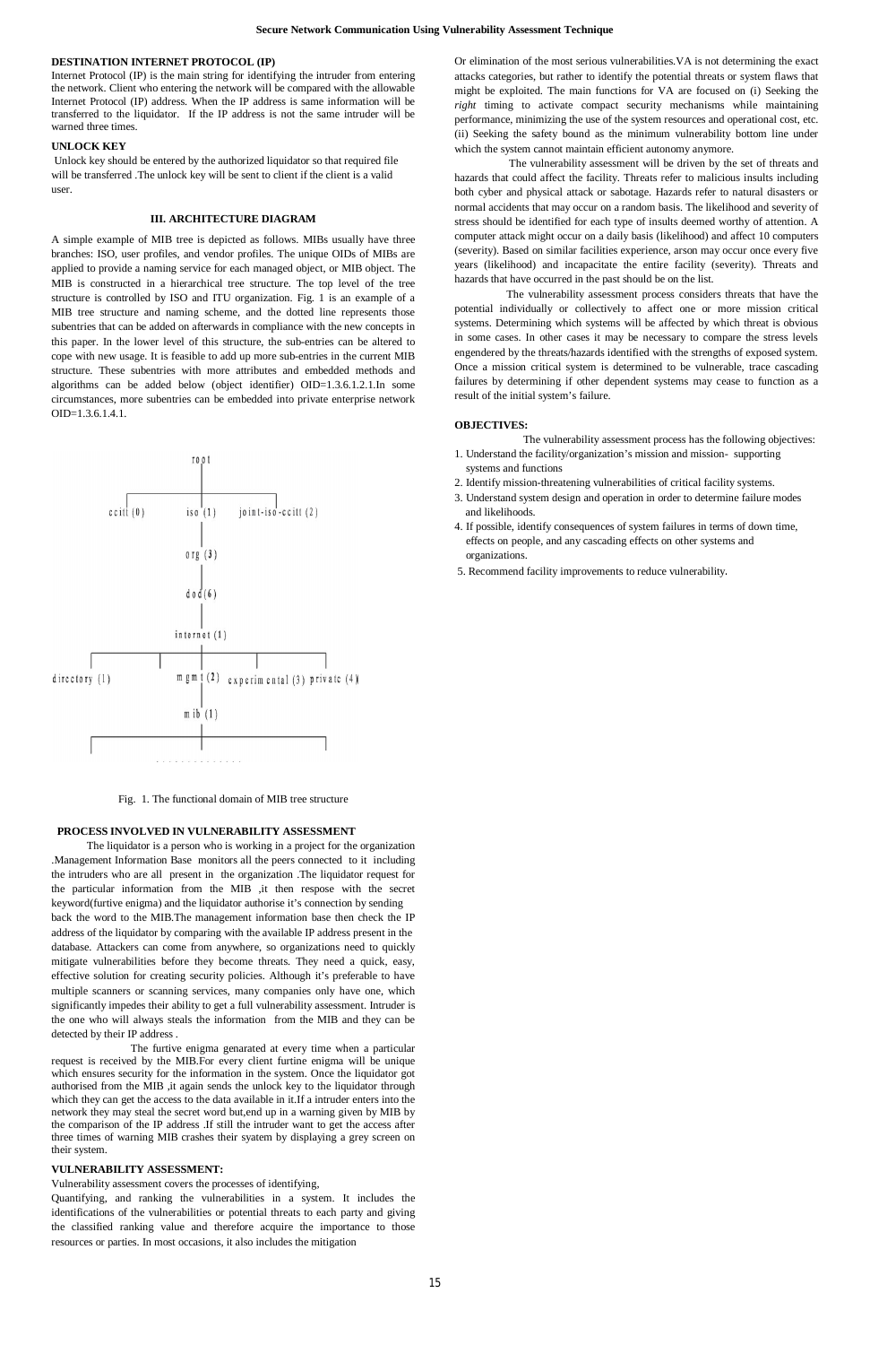**DESTINATION INTERNET PROTOCOL (IP)**

Internet Protocol (IP) is the main string for identifying the intruder from entering the network. Client who entering the network will be compared with the allowable Internet Protocol (IP) address. When the IP address is same information will be transferred to the liquidator. If the IP address is not the same intruder will be warned three times.

**UNLOCK KEY**

Unlock key should be entered by the authorized liquidator so that required file will be transferred .The unlock key will be sent to client if the client is a valid user.

## III. ARCHITECTURE DIAGRAM

A simple example of MIB tree is depicted as follows. MIBs usually have three branches: ISO, user profiles, and vendor profiles. The unique OIDs of MIBs are applied to provide a naming service for each managed object, or MIB object. The MIB is constructed in a hierarchical tree structure. The top level of the tree structure is controlled by ISO and ITU organization. Fig. 1 is an example of a MIB tree structure and naming scheme, and the dotted line represents those subentries that can be added on afterwards in compliance with the new concepts in this paper. In the lower level of this structure, the sub-entries can be altered to cope with new usage. It is feasible to add up more sub-entries in the current MIB structure. These subentries with more attributes and embedded methods and algorithms can be added below (object identifier) OID=1.3.6.1.2.1.In some circumstances, more subentries can be embedded into private enterprise network OID=1.3.6.1.4.1.

```
                         root
          |                |                 |
      ccitt (0)         iso (1)       joint-iso-ccitt (2)
                           |
                        org (3)
                           |
                        dod(6)
                           |
                      internet (1)
     |              |              |                  |
directory (1)    mgmt (2)   experimental (3)     private (4)
                    |
                  mib (1)
     |              |                                 |
                . . . . . . . . . . . . .
```

Fig. 1. The functional domain of MIB tree structure

**PROCESS INVOLVED IN VULNERABILITY ASSESSMENT**

The liquidator is a person who is working in a project for the organization .Management Information Base monitors all the peers connected to it including the intruders who are all present in the organization .The liquidator request for the particular information from the MIB ,it then respose with the secret keyword(furtive enigma) and the liquidator authorise it's connection by sending back the word to the MIB.The management information base then check the IP address of the liquidator by comparing with the available IP address present in the database. Attackers can come from anywhere, so organizations need to quickly mitigate vulnerabilities before they become threats. They need a quick, easy, effective solution for creating security policies. Although it's preferable to have multiple scanners or scanning services, many companies only have one, which significantly impedes their ability to get a full vulnerability assessment. Intruder is the one who will always steals the information from the MIB and they can be detected by their IP address .

The furtive enigma genarated at every time when a particular request is received by the MIB.For every client furtine enigma will be unique which ensures security for the information in the system. Once the liquidator got authorised from the MIB ,it again sends the unlock key to the liquidator through which they can get the access to the data available in it.If a intruder enters into the network they may steal the secret word but,end up in a warning given by MIB by the comparison of the IP address .If still the intruder want to get the access after three times of warning MIB crashes their syatem by displaying a grey screen on their system.

**VULNERABILITY ASSESSMENT:**

Vulnerability assessment covers the processes of identifying,

Quantifying, and ranking the vulnerabilities in a system. It includes the identifications of the vulnerabilities or potential threats to each party and giving the classified ranking value and therefore acquire the importance to those resources or parties. In most occasions, it also includes the mitigation Or elimination of the most serious vulnerabilities.VA is not determining the exact attacks categories, but rather to identify the potential threats or system flaws that might be exploited. The main functions for VA are focused on (i) Seeking the *right* timing to activate compact security mechanisms while maintaining performance, minimizing the use of the system resources and operational cost, etc. (ii) Seeking the safety bound as the minimum vulnerability bottom line under which the system cannot maintain efficient autonomy anymore.

The vulnerability assessment will be driven by the set of threats and hazards that could affect the facility. Threats refer to malicious insults including both cyber and physical attack or sabotage. Hazards refer to natural disasters or normal accidents that may occur on a random basis. The likelihood and severity of stress should be identified for each type of insults deemed worthy of attention. A computer attack might occur on a daily basis (likelihood) and affect 10 computers (severity). Based on similar facilities experience, arson may occur once every five years (likelihood) and incapacitate the entire facility (severity). Threats and hazards that have occurred in the past should be on the list.

The vulnerability assessment process considers threats that have the potential individually or collectively to affect one or more mission critical systems. Determining which systems will be affected by which threat is obvious in some cases. In other cases it may be necessary to compare the stress levels engendered by the threats/hazards identified with the strengths of exposed system. Once a mission critical system is determined to be vulnerable, trace cascading failures by determining if other dependent systems may cease to function as a result of the initial system's failure.

**OBJECTIVES:**

The vulnerability assessment process has the following objectives:

1. Understand the facility/organization's mission and mission- supporting systems and functions
2. Identify mission-threatening vulnerabilities of critical facility systems.
3. Understand system design and operation in order to determine failure modes and likelihoods.
4. If possible, identify consequences of system failures in terms of down time, effects on people, and any cascading effects on other systems and organizations.
5. Recommend facility improvements to reduce vulnerability.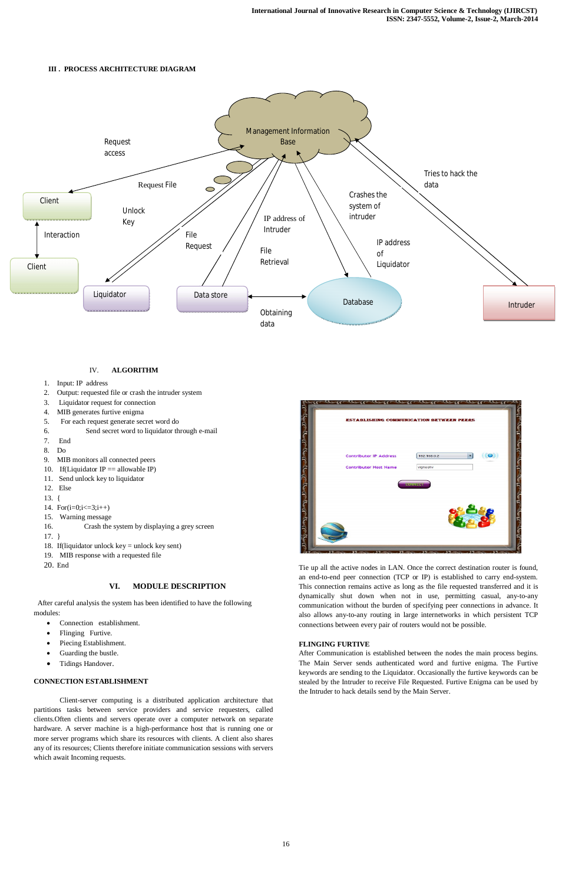### III . PROCESS ARCHITECTURE DIAGRAM

### IV. ALGORITHM

1. Input: IP address
2. Output: requested file or crash the intruder system
3. Liquidator request for connection
4. MIB generates furtive enigma
5. For each request generate secret word do
6. Send secret word to liquidator through e-mail
7. End
8. Do
9. MIB monitors all connected peers
10. If(Liquidator IP == allowable IP)
11. Send unlock key to liquidator
12. Else
13. {
14. For(i=0;i<=3;i++)
15. Warning message
16. Crash the system by displaying a grey screen
17. }
18. If(liquidator unlock key = unlock key sent)
19. MIB response with a requested file
20. End

### VI. MODULE DESCRIPTION

After careful analysis the system has been identified to have the following modules:

- Connection establishment.
- Flinging Furtive.
- Piecing Establishment.
- Guarding the bustle.
- Tidings Handover.

### CONNECTION ESTABLISHMENT

Client-server computing is a distributed application architecture that partitions tasks between service providers and service requesters, called clients.Often clients and servers operate over a computer network on separate hardware. A server machine is a high-performance host that is running one or more server programs which share its resources with clients. A client also shares any of its resources; Clients therefore initiate communication sessions with servers which await Incoming requests.

Tie up all the active nodes in LAN. Once the correct destination router is found, an end-to-end peer connection (TCP or IP) is established to carry end-system. This connection remains active as long as the file requested transferred and it is dynamically shut down when not in use, permitting casual, any-to-any communication without the burden of specifying peer connections in advance. It also allows any-to-any routing in large internetworks in which persistent TCP connections between every pair of routers would not be possible.

### FLINGING FURTIVE

After Communication is established between the nodes the main process begins. The Main Server sends authenticated word and furtive enigma. The Furtive keywords are sending to the Liquidator. Occasionally the furtive keywords can be stealed by the Intruder to receive File Requested. Furtive Enigma can be used by the Intruder to hack details send by the Main Server.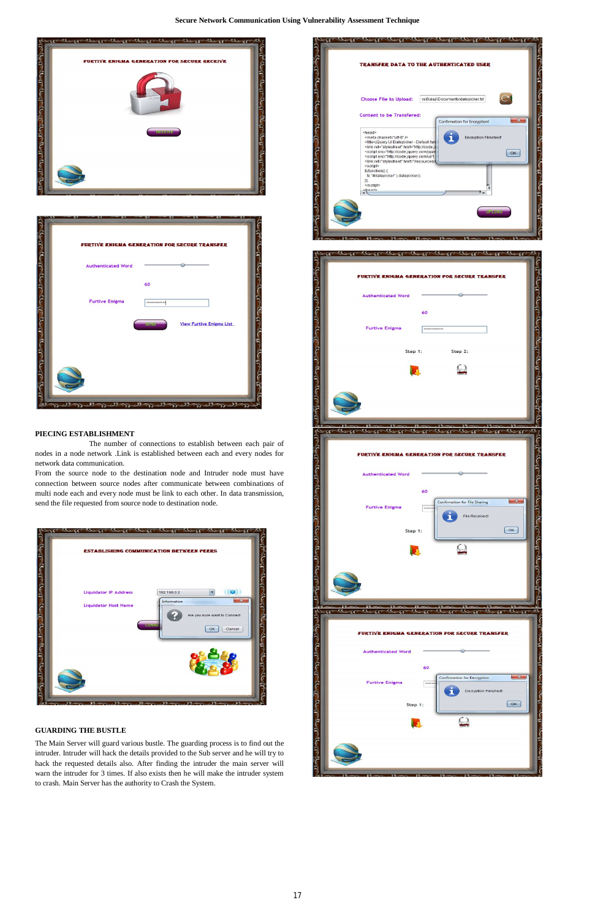## PIECING ESTABLISHMENT

The number of connections to establish between each pair of nodes in a node network .Link is established between each and every nodes for network data communication.

From the source node to the destination node and Intruder node must have connection between source nodes after communicate between combinations of multi node each and every node must be link to each other. In data transmission, send the file requested from source node to destination node.

## GUARDING THE BUSTLE

The Main Server will guard various bustle. The guarding process is to find out the intruder. Intruder will hack the details provided to the Sub server and he will try to hack the requested details also. After finding the intruder the main server will warn the intruder for 3 times. If also exists then he will make the intruder system to crash. Main Server has the authority to Crash the System.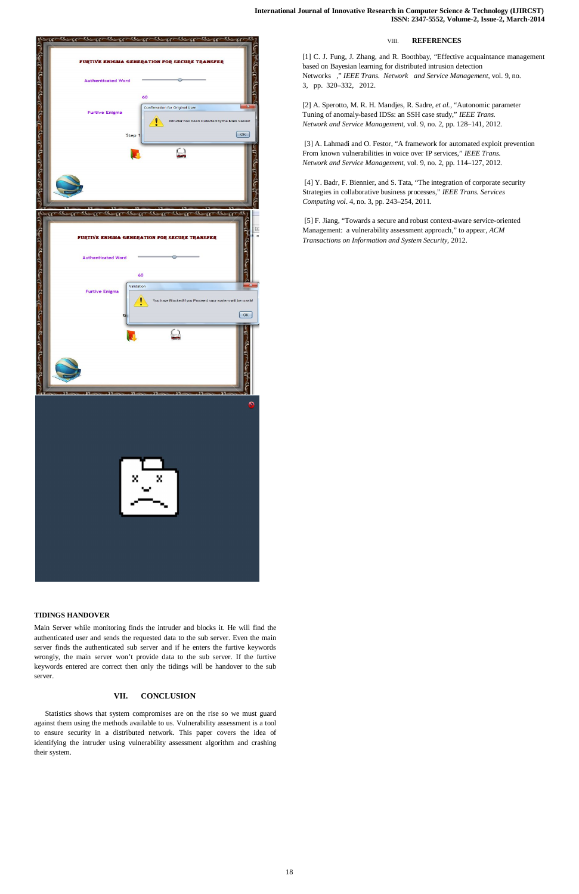## TIDINGS HANDOVER

Main Server while monitoring finds the intruder and blocks it. He will find the authenticated user and sends the requested data to the sub server. Even the main server finds the authenticated sub server and if he enters the furtive keywords wrongly, the main server won't provide data to the sub server. If the furtive keywords entered are correct then only the tidings will be handover to the sub server.

## VII. CONCLUSION

Statistics shows that system compromises are on the rise so we must guard against them using the methods available to us. Vulnerability assessment is a tool to ensure security in a distributed network. This paper covers the idea of identifying the intruder using vulnerability assessment algorithm and crashing their system.

## VIII. REFERENCES

[1] C. J. Fung, J. Zhang, and R. Boothbay, "Effective acquaintance management based on Bayesian learning for distributed intrusion detection Networks ," *IEEE Trans. Network and Service Management*, vol. 9, no. 3, pp. 320–332, 2012.

[2] A. Sperotto, M. R. H. Mandjes, R. Sadre, *et al.*, "Autonomic parameter Tuning of anomaly-based IDSs: an SSH case study," *IEEE Trans. Network and Service Management*, vol. 9, no. 2, pp. 128–141, 2012.

[3] A. Lahmadi and O. Festor, "A framework for automated exploit prevention From known vulnerabilities in voice over IP services," *IEEE Trans. Network and Service Management*, vol. 9, no. 2, pp. 114–127, 2012.

[4] Y. Badr, F. Biennier, and S. Tata, "The integration of corporate security Strategies in collaborative business processes," *IEEE Trans. Services Computing vol*. 4, no. 3, pp. 243–254, 2011.

[5] F. Jiang, "Towards a secure and robust context-aware service-oriented Management: a vulnerability assessment approach," to appear, *ACM Transactions on Information and System Security*, 2012.